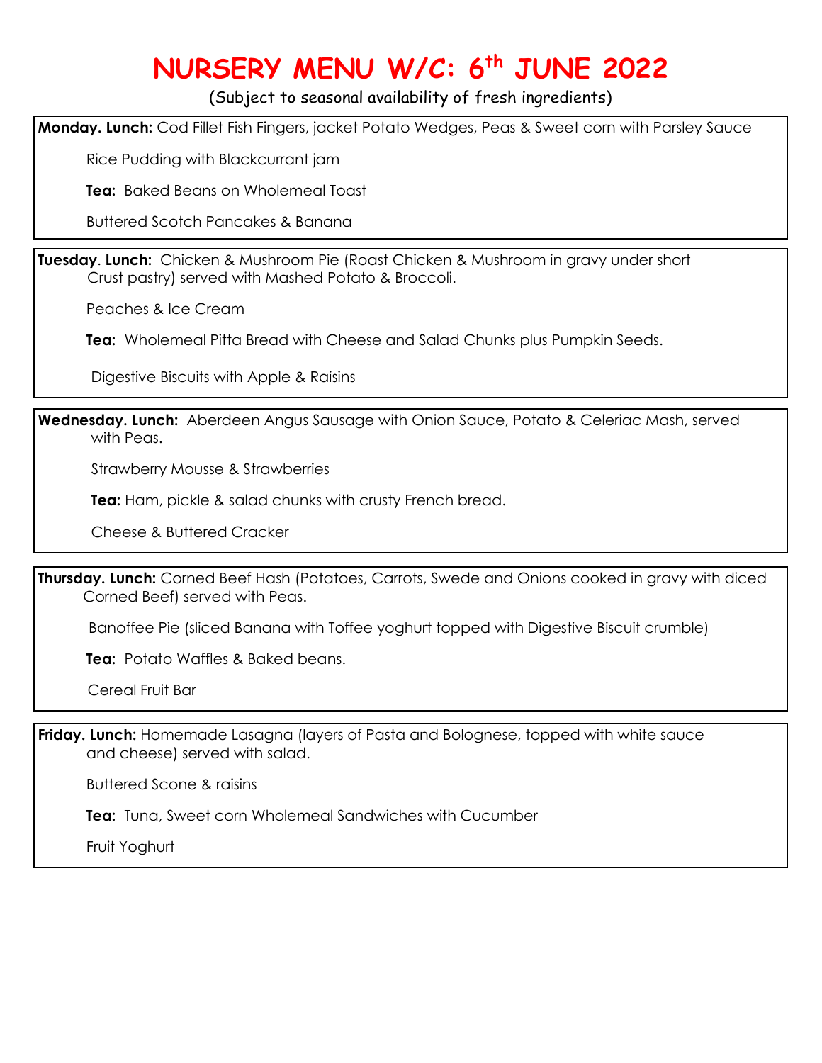# NURSERY MENU W/C: 6th JUNE 2022

(Subject to seasonal availability of fresh ingredients)

**Monday. Lunch:** Cod Fillet Fish Fingers, jacket Potato Wedges, Peas & Sweet corn with Parsley Sauce

Rice Pudding with Blackcurrant jam

**Tea:** Baked Beans on Wholemeal Toast

Buttered Scotch Pancakes & Banana

**Tuesday. Lunch:** Chicken & Mushroom Pie (Roast Chicken & Mushroom in gravy under short Crust pastry) served with Mashed Potato & Broccoli.

Peaches & Ice Cream

**Tea:** Wholemeal Pitta Bread with Cheese and Salad Chunks plus Pumpkin Seeds.

Digestive Biscuits with Apple & Raisins

**Wednesday. Lunch:** Aberdeen Angus Sausage with Onion Sauce, Potato & Celeriac Mash, served with Peas.

Strawberry Mousse & Strawberries

**Tea:** Ham, pickle & salad chunks with crusty French bread.

Cheese & Buttered Cracker

**Thursday. Lunch:** Corned Beef Hash (Potatoes, Carrots, Swede and Onions cooked in gravy with diced Corned Beef) served with Peas.

Banoffee Pie (sliced Banana with Toffee yoghurt topped with Digestive Biscuit crumble)

**Tea:** Potato Waffles & Baked beans.

Cereal Fruit Bar

**Friday. Lunch:** Homemade Lasagna (layers of Pasta and Bolognese, topped with white sauce and cheese) served with salad.

Buttered Scone & raisins

**Tea:** Tuna, Sweet corn Wholemeal Sandwiches with Cucumber

Fruit Yoghurt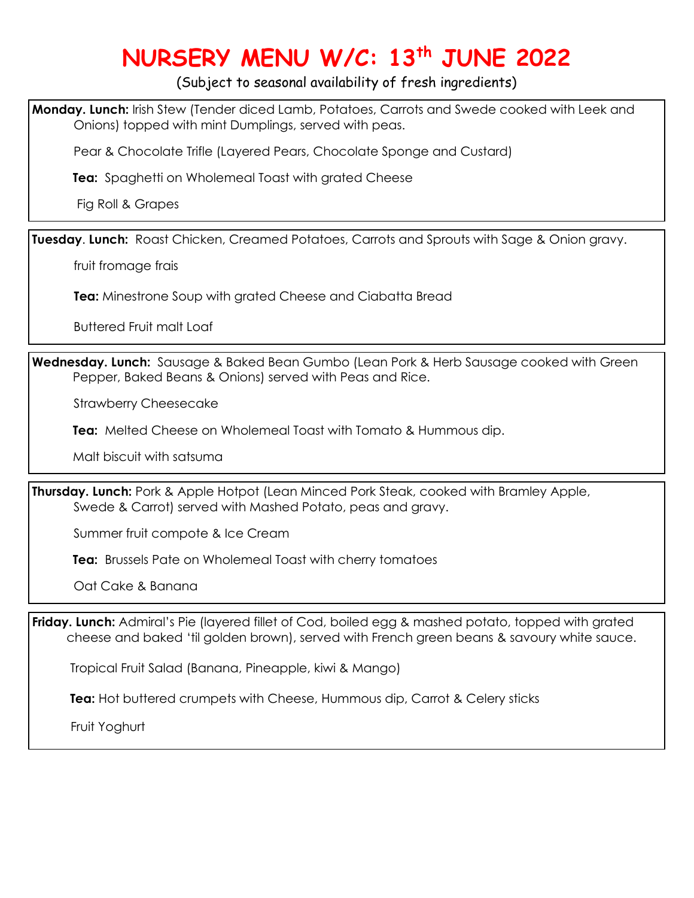# NURSERY MENU W/C: 13th JUNE 2022

(Subject to seasonal availability of fresh ingredients)

**Monday. Lunch:** Irish Stew (Tender diced Lamb, Potatoes, Carrots and Swede cooked with Leek and Onions) topped with mint Dumplings, served with peas.

Pear & Chocolate Trifle (Layered Pears, Chocolate Sponge and Custard)

**Tea:** Spaghetti on Wholemeal Toast with grated Cheese

Fig Roll & Grapes

**Tuesday**. **Lunch:** Roast Chicken, Creamed Potatoes, Carrots and Sprouts with Sage & Onion gravy.

fruit fromage frais

**Tea:** Minestrone Soup with grated Cheese and Ciabatta Bread

Buttered Fruit malt Loaf

**Wednesday. Lunch:** Sausage & Baked Bean Gumbo (Lean Pork & Herb Sausage cooked with Green Pepper, Baked Beans & Onions) served with Peas and Rice.

Strawberry Cheesecake

**Tea:** Melted Cheese on Wholemeal Toast with Tomato & Hummous dip.

Malt biscuit with satsuma

**Thursday. Lunch:** Pork & Apple Hotpot (Lean Minced Pork Steak, cooked with Bramley Apple, Swede & Carrot) served with Mashed Potato, peas and gravy.

Summer fruit compote & Ice Cream

**Tea:** Brussels Pate on Wholemeal Toast with cherry tomatoes

Oat Cake & Banana

**Friday. Lunch:** Admiral's Pie (layered fillet of Cod, boiled egg & mashed potato, topped with grated cheese and baked 'til golden brown), served with French green beans & savoury white sauce.

Tropical Fruit Salad (Banana, Pineapple, kiwi & Mango)

**Tea:** Hot buttered crumpets with Cheese, Hummous dip, Carrot & Celery sticks

Fruit Yoghurt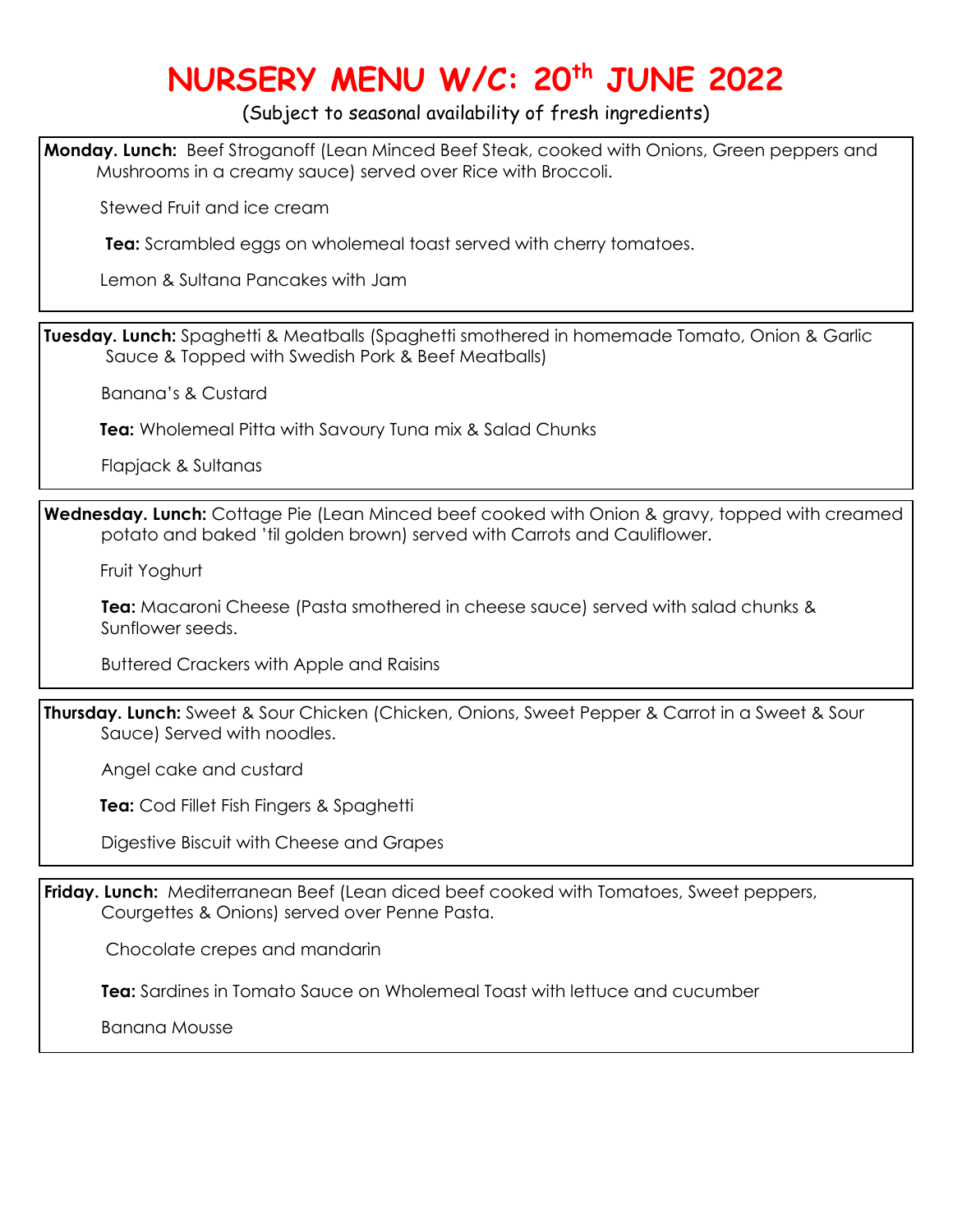# NURSERY MENU W/C: 20th JUNE 2022

(Subject to seasonal availability of fresh ingredients)

**Monday. Lunch:** Beef Stroganoff (Lean Minced Beef Steak, cooked with Onions, Green peppers and Mushrooms in a creamy sauce) served over Rice with Broccoli.

Stewed Fruit and ice cream

**Tea:** Scrambled eggs on wholemeal toast served with cherry tomatoes.

Lemon & Sultana Pancakes with Jam

**Tuesday. Lunch:** Spaghetti & Meatballs (Spaghetti smothered in homemade Tomato, Onion & Garlic Sauce & Topped with Swedish Pork & Beef Meatballs)

Banana's & Custard

**Tea:** Wholemeal Pitta with Savoury Tuna mix & Salad Chunks

Flapjack & Sultanas

**Wednesday. Lunch:** Cottage Pie (Lean Minced beef cooked with Onion & gravy, topped with creamed potato and baked 'til golden brown) served with Carrots and Cauliflower.

Fruit Yoghurt

**Tea:** Macaroni Cheese (Pasta smothered in cheese sauce) served with salad chunks & Sunflower seeds.

Buttered Crackers with Apple and Raisins

**Thursday. Lunch:** Sweet & Sour Chicken (Chicken, Onions, Sweet Pepper & Carrot in a Sweet & Sour Sauce) Served with noodles.

Angel cake and custard

**Tea:** Cod Fillet Fish Fingers & Spaghetti

Digestive Biscuit with Cheese and Grapes

**Friday. Lunch:** Mediterranean Beef (Lean diced beef cooked with Tomatoes, Sweet peppers, Courgettes & Onions) served over Penne Pasta.

Chocolate crepes and mandarin

**Tea:** Sardines in Tomato Sauce on Wholemeal Toast with lettuce and cucumber

Banana Mousse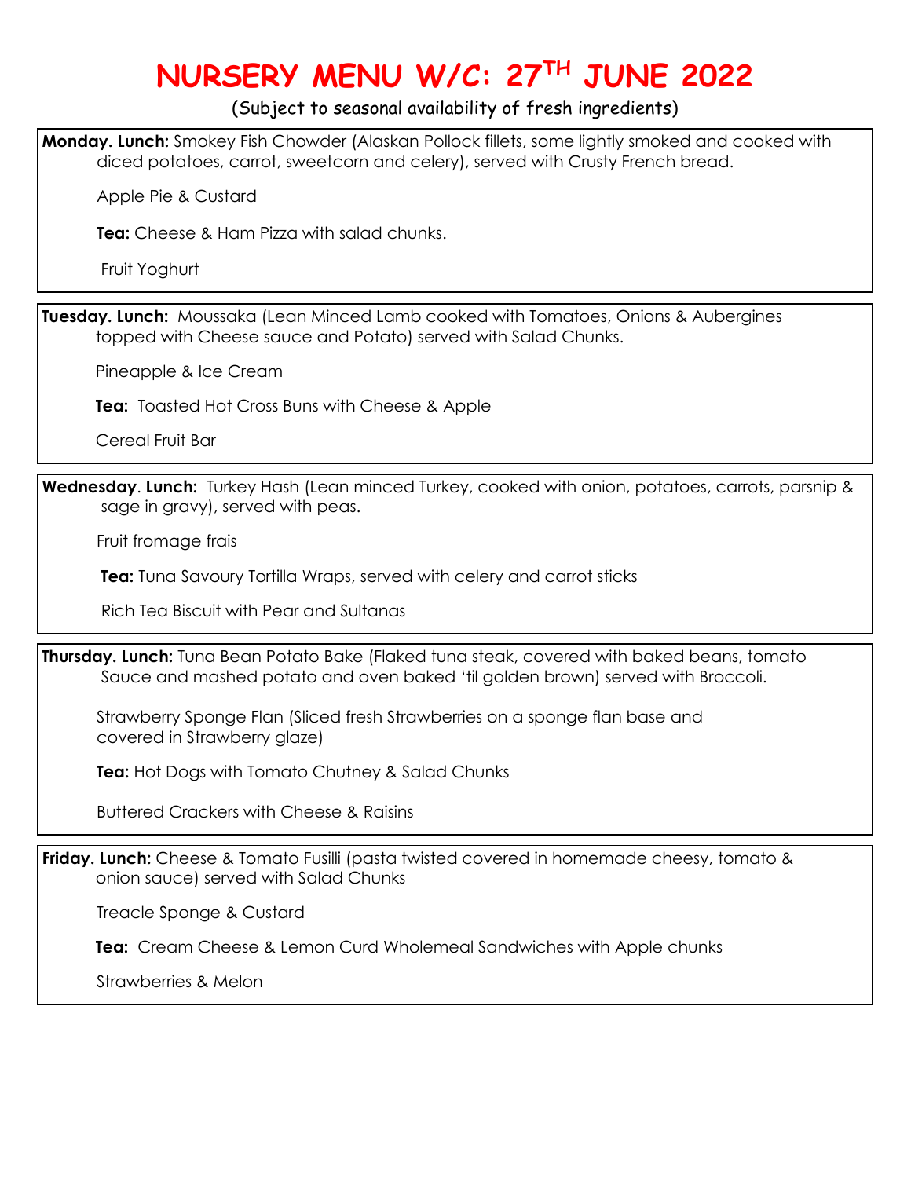# NURSERY MENU W/C: 27TH JUNE 2022

(Subject to seasonal availability of fresh ingredients)

**Monday. Lunch:** Smokey Fish Chowder (Alaskan Pollock fillets, some lightly smoked and cooked with diced potatoes, carrot, sweetcorn and celery), served with Crusty French bread.

Apple Pie & Custard

**Tea:** Cheese & Ham Pizza with salad chunks.

Fruit Yoghurt

**Tuesday. Lunch:** Moussaka (Lean Minced Lamb cooked with Tomatoes, Onions & Aubergines topped with Cheese sauce and Potato) served with Salad Chunks.

Pineapple & Ice Cream

**Tea:** Toasted Hot Cross Buns with Cheese & Apple

Cereal Fruit Bar

**Wednesday. Lunch:** Turkey Hash (Lean minced Turkey, cooked with onion, potatoes, carrots, parsnip & sage in gravy), served with peas.

Fruit fromage frais

**Tea:** Tuna Savoury Tortilla Wraps, served with celery and carrot sticks

Rich Tea Biscuit with Pear and Sultanas

**Thursday. Lunch:** Tuna Bean Potato Bake (Flaked tuna steak, covered with baked beans, tomato Sauce and mashed potato and oven baked 'til golden brown) served with Broccoli.

Strawberry Sponge Flan (Sliced fresh Strawberries on a sponge flan base and covered in Strawberry glaze)

**Tea:** Hot Dogs with Tomato Chutney & Salad Chunks

Buttered Crackers with Cheese & Raisins

**Friday. Lunch:** Cheese & Tomato Fusilli (pasta twisted covered in homemade cheesy, tomato & onion sauce) served with Salad Chunks

Treacle Sponge & Custard

**Tea:** Cream Cheese & Lemon Curd Wholemeal Sandwiches with Apple chunks

Strawberries & Melon